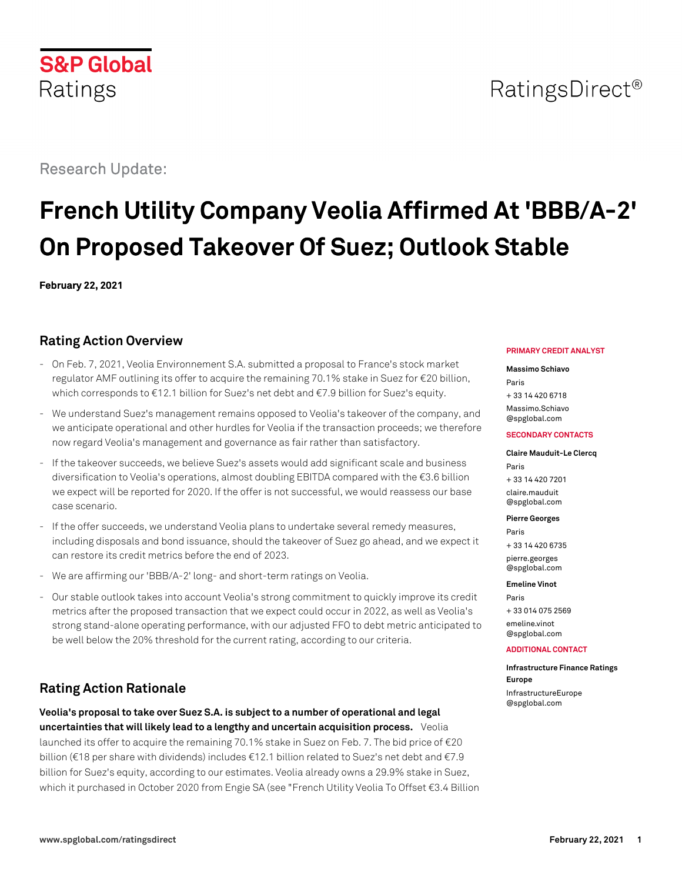S&P Global
Ratings

RatingsDirect®

Research Update:

# French Utility Company Veolia Affirmed At 'BBB/A-2' On Proposed Takeover Of Suez; Outlook Stable

**February 22, 2021**

**PRIMARY CREDIT ANALYST**

**Massimo Schiavo**
Paris
+ 33 14 420 6718
Massimo.Schiavo@spglobal.com

**SECONDARY CONTACTS**

**Claire Mauduit-Le Clercq**
Paris
+ 33 14 420 7201
claire.mauduit@spglobal.com

**Pierre Georges**
Paris
+ 33 14 420 6735
pierre.georges@spglobal.com

**Emeline Vinot**
Paris
+ 33 014 075 2569
emeline.vinot@spglobal.com

**ADDITIONAL CONTACT**

**Infrastructure Finance Ratings Europe**
InfrastructureEurope@spglobal.com

## Rating Action Overview

- On Feb. 7, 2021, Veolia Environnement S.A. submitted a proposal to France's stock market regulator AMF outlining its offer to acquire the remaining 70.1% stake in Suez for €20 billion, which corresponds to €12.1 billion for Suez's net debt and €7.9 billion for Suez's equity.
- We understand Suez's management remains opposed to Veolia's takeover of the company, and we anticipate operational and other hurdles for Veolia if the transaction proceeds; we therefore now regard Veolia's management and governance as fair rather than satisfactory.
- If the takeover succeeds, we believe Suez's assets would add significant scale and business diversification to Veolia's operations, almost doubling EBITDA compared with the €3.6 billion we expect will be reported for 2020. If the offer is not successful, we would reassess our base case scenario.
- If the offer succeeds, we understand Veolia plans to undertake several remedy measures, including disposals and bond issuance, should the takeover of Suez go ahead, and we expect it can restore its credit metrics before the end of 2023.
- We are affirming our 'BBB/A-2' long- and short-term ratings on Veolia.
- Our stable outlook takes into account Veolia's strong commitment to quickly improve its credit metrics after the proposed transaction that we expect could occur in 2022, as well as Veolia's strong stand-alone operating performance, with our adjusted FFO to debt metric anticipated to be well below the 20% threshold for the current rating, according to our criteria.

## Rating Action Rationale

**Veolia's proposal to take over Suez S.A. is subject to a number of operational and legal uncertainties that will likely lead to a lengthy and uncertain acquisition process.** Veolia launched its offer to acquire the remaining 70.1% stake in Suez on Feb. 7. The bid price of €20 billion (€18 per share with dividends) includes €12.1 billion related to Suez's net debt and €7.9 billion for Suez's equity, according to our estimates. Veolia already owns a 29.9% stake in Suez, which it purchased in October 2020 from Engie SA (see "French Utility Veolia To Offset €3.4 Billion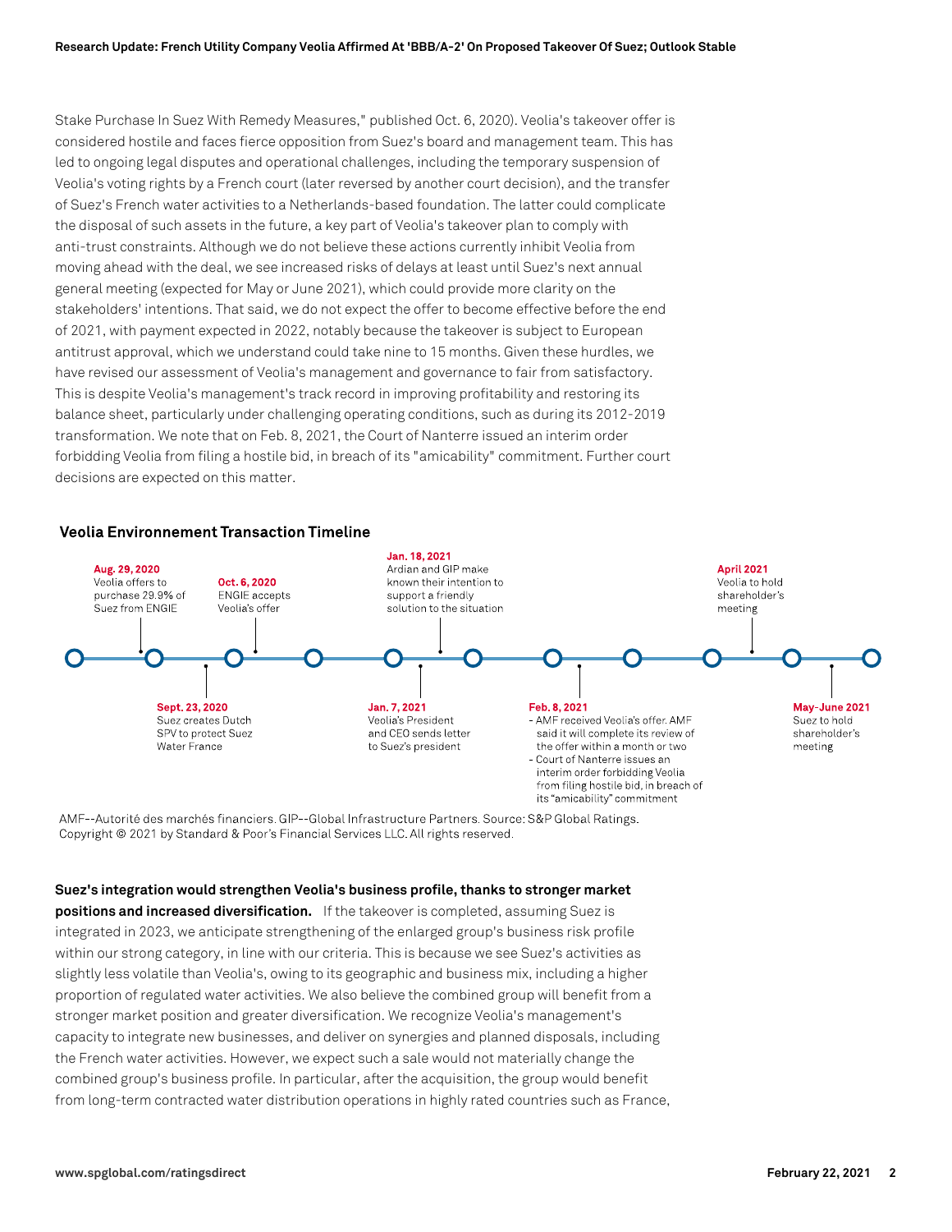Stake Purchase In Suez With Remedy Measures," published Oct. 6, 2020). Veolia's takeover offer is considered hostile and faces fierce opposition from Suez's board and management team. This has led to ongoing legal disputes and operational challenges, including the temporary suspension of Veolia's voting rights by a French court (later reversed by another court decision), and the transfer of Suez's French water activities to a Netherlands-based foundation. The latter could complicate the disposal of such assets in the future, a key part of Veolia's takeover plan to comply with anti-trust constraints. Although we do not believe these actions currently inhibit Veolia from moving ahead with the deal, we see increased risks of delays at least until Suez's next annual general meeting (expected for May or June 2021), which could provide more clarity on the stakeholders' intentions. That said, we do not expect the offer to become effective before the end of 2021, with payment expected in 2022, notably because the takeover is subject to European antitrust approval, which we understand could take nine to 15 months. Given these hurdles, we have revised our assessment of Veolia's management and governance to fair from satisfactory. This is despite Veolia's management's track record in improving profitability and restoring its balance sheet, particularly under challenging operating conditions, such as during its 2012-2019 transformation. We note that on Feb. 8, 2021, the Court of Nanterre issued an interim order forbidding Veolia from filing a hostile bid, in breach of its "amicability" commitment. Further court decisions are expected on this matter.

### Veolia Environnement Transaction Timeline

- **Aug. 29, 2020** Veolia offers to purchase 29.9% of Suez from ENGIE
- **Sept. 23, 2020** Suez creates Dutch SPV to protect Suez Water France
- **Oct. 6, 2020** ENGIE accepts Veolia's offer
- **Jan. 7, 2021** Veolia's President and CEO sends letter to Suez's president
- **Jan. 18, 2021** Ardian and GIP make known their intention to support a friendly solution to the situation
- **Feb. 8, 2021**
  - AMF received Veolia's offer. AMF said it will complete its review of the offer within a month or two
  - Court of Nanterre issues an interim order forbidding Veolia from filing hostile bid, in breach of its "amicability" commitment
- **April 2021** Veolia to hold shareholder's meeting
- **May-June 2021** Suez to hold shareholder's meeting

AMF--Autorité des marchés financiers. GIP--Global Infrastructure Partners. Source: S&P Global Ratings.
Copyright © 2021 by Standard & Poor's Financial Services LLC. All rights reserved.

**Suez's integration would strengthen Veolia's business profile, thanks to stronger market positions and increased diversification.** If the takeover is completed, assuming Suez is integrated in 2023, we anticipate strengthening of the enlarged group's business risk profile within our strong category, in line with our criteria. This is because we see Suez's activities as slightly less volatile than Veolia's, owing to its geographic and business mix, including a higher proportion of regulated water activities. We also believe the combined group will benefit from a stronger market position and greater diversification. We recognize Veolia's management's capacity to integrate new businesses, and deliver on synergies and planned disposals, including the French water activities. However, we expect such a sale would not materially change the combined group's business profile. In particular, after the acquisition, the group would benefit from long-term contracted water distribution operations in highly rated countries such as France,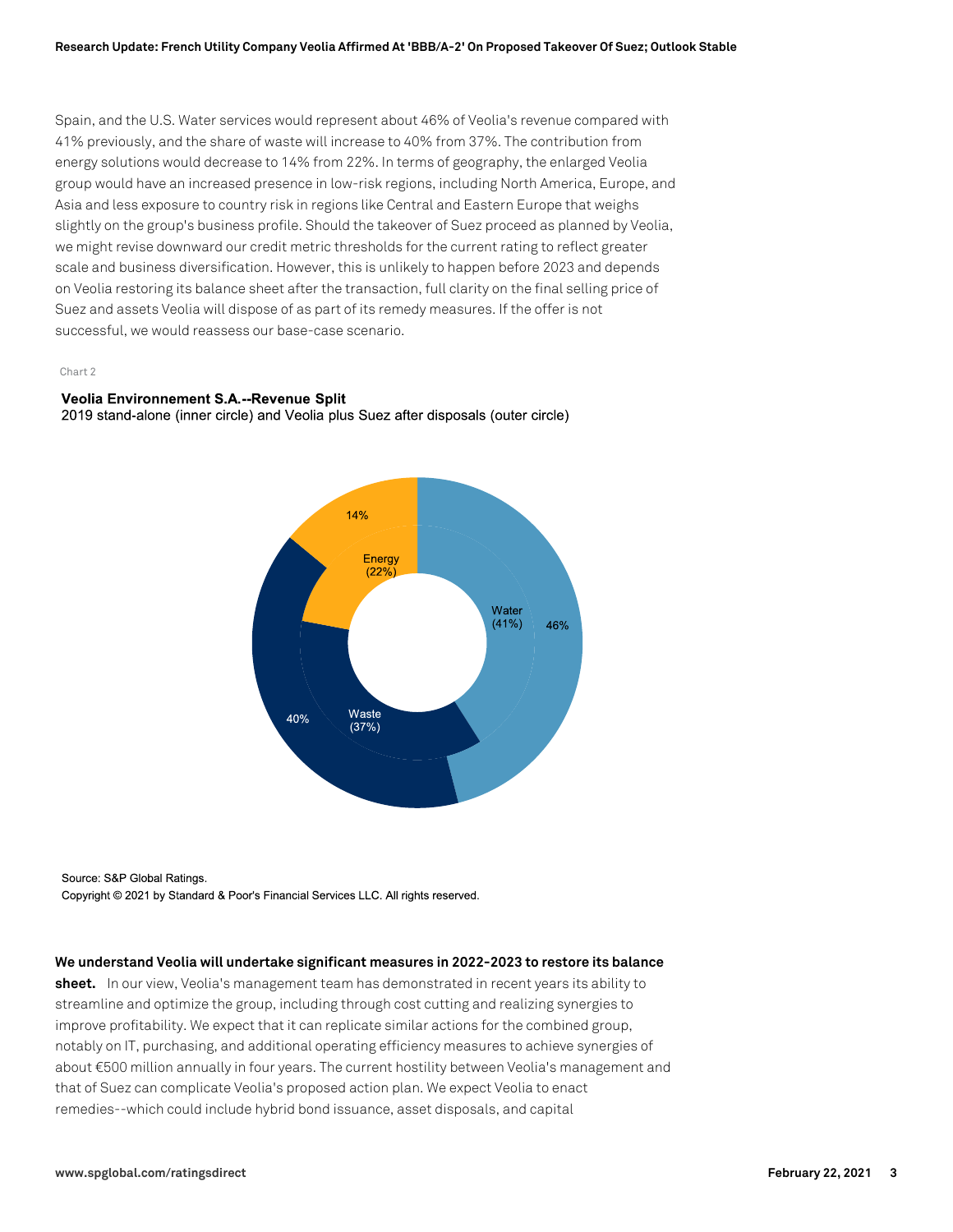Spain, and the U.S. Water services would represent about 46% of Veolia's revenue compared with 41% previously, and the share of waste will increase to 40% from 37%. The contribution from energy solutions would decrease to 14% from 22%. In terms of geography, the enlarged Veolia group would have an increased presence in low-risk regions, including North America, Europe, and Asia and less exposure to country risk in regions like Central and Eastern Europe that weighs slightly on the group's business profile. Should the takeover of Suez proceed as planned by Veolia, we might revise downward our credit metric thresholds for the current rating to reflect greater scale and business diversification. However, this is unlikely to happen before 2023 and depends on Veolia restoring its balance sheet after the transaction, full clarity on the final selling price of Suez and assets Veolia will dispose of as part of its remedy measures. If the offer is not successful, we would reassess our base-case scenario.

Chart 2

**Veolia Environnement S.A.--Revenue Split**
2019 stand-alone (inner circle) and Veolia plus Suez after disposals (outer circle)

| Segment | 2019 stand-alone (inner circle) | Veolia plus Suez after disposals (outer circle) |
|---|---|---|
| Water | 41% | 46% |
| Waste | 37% | 40% |
| Energy | 22% | 14% |

Source: S&P Global Ratings.
Copyright © 2021 by Standard & Poor's Financial Services LLC. All rights reserved.

**We understand Veolia will undertake significant measures in 2022-2023 to restore its balance sheet.** In our view, Veolia's management team has demonstrated in recent years its ability to streamline and optimize the group, including through cost cutting and realizing synergies to improve profitability. We expect that it can replicate similar actions for the combined group, notably on IT, purchasing, and additional operating efficiency measures to achieve synergies of about €500 million annually in four years. The current hostility between Veolia's management and that of Suez can complicate Veolia's proposed action plan. We expect Veolia to enact remedies--which could include hybrid bond issuance, asset disposals, and capital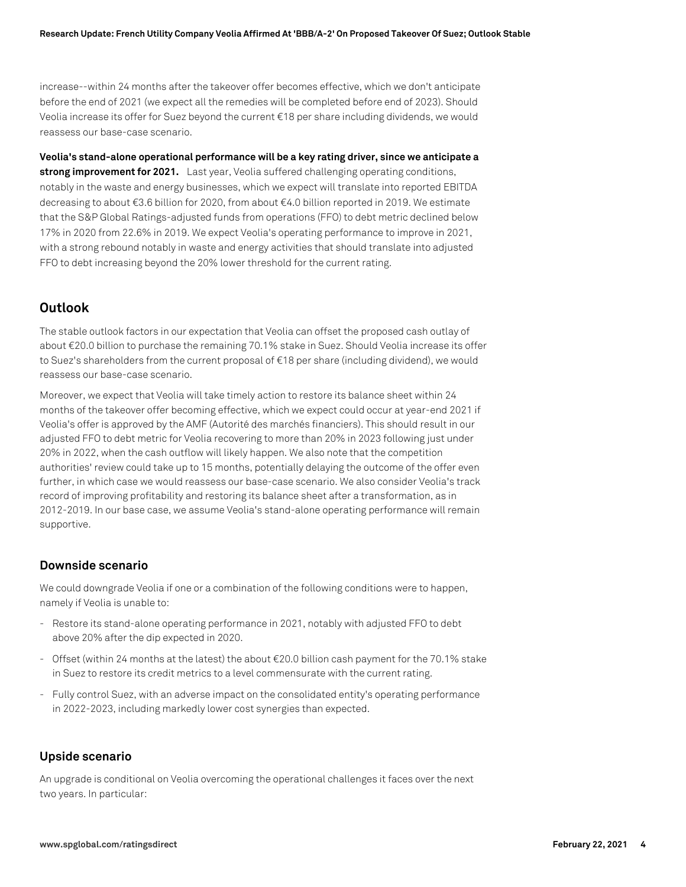increase--within 24 months after the takeover offer becomes effective, which we don't anticipate before the end of 2021 (we expect all the remedies will be completed before end of 2023). Should Veolia increase its offer for Suez beyond the current €18 per share including dividends, we would reassess our base-case scenario.

**Veolia's stand-alone operational performance will be a key rating driver, since we anticipate a strong improvement for 2021.** Last year, Veolia suffered challenging operating conditions, notably in the waste and energy businesses, which we expect will translate into reported EBITDA decreasing to about €3.6 billion for 2020, from about €4.0 billion reported in 2019. We estimate that the S&P Global Ratings-adjusted funds from operations (FFO) to debt metric declined below 17% in 2020 from 22.6% in 2019. We expect Veolia's operating performance to improve in 2021, with a strong rebound notably in waste and energy activities that should translate into adjusted FFO to debt increasing beyond the 20% lower threshold for the current rating.

## Outlook

The stable outlook factors in our expectation that Veolia can offset the proposed cash outlay of about €20.0 billion to purchase the remaining 70.1% stake in Suez. Should Veolia increase its offer to Suez's shareholders from the current proposal of €18 per share (including dividend), we would reassess our base-case scenario.

Moreover, we expect that Veolia will take timely action to restore its balance sheet within 24 months of the takeover offer becoming effective, which we expect could occur at year-end 2021 if Veolia's offer is approved by the AMF (Autorité des marchés financiers). This should result in our adjusted FFO to debt metric for Veolia recovering to more than 20% in 2023 following just under 20% in 2022, when the cash outflow will likely happen. We also note that the competition authorities' review could take up to 15 months, potentially delaying the outcome of the offer even further, in which case we would reassess our base-case scenario. We also consider Veolia's track record of improving profitability and restoring its balance sheet after a transformation, as in 2012-2019. In our base case, we assume Veolia's stand-alone operating performance will remain supportive.

### Downside scenario

We could downgrade Veolia if one or a combination of the following conditions were to happen, namely if Veolia is unable to:

- Restore its stand-alone operating performance in 2021, notably with adjusted FFO to debt above 20% after the dip expected in 2020.
- Offset (within 24 months at the latest) the about €20.0 billion cash payment for the 70.1% stake in Suez to restore its credit metrics to a level commensurate with the current rating.
- Fully control Suez, with an adverse impact on the consolidated entity's operating performance in 2022-2023, including markedly lower cost synergies than expected.

### Upside scenario

An upgrade is conditional on Veolia overcoming the operational challenges it faces over the next two years. In particular: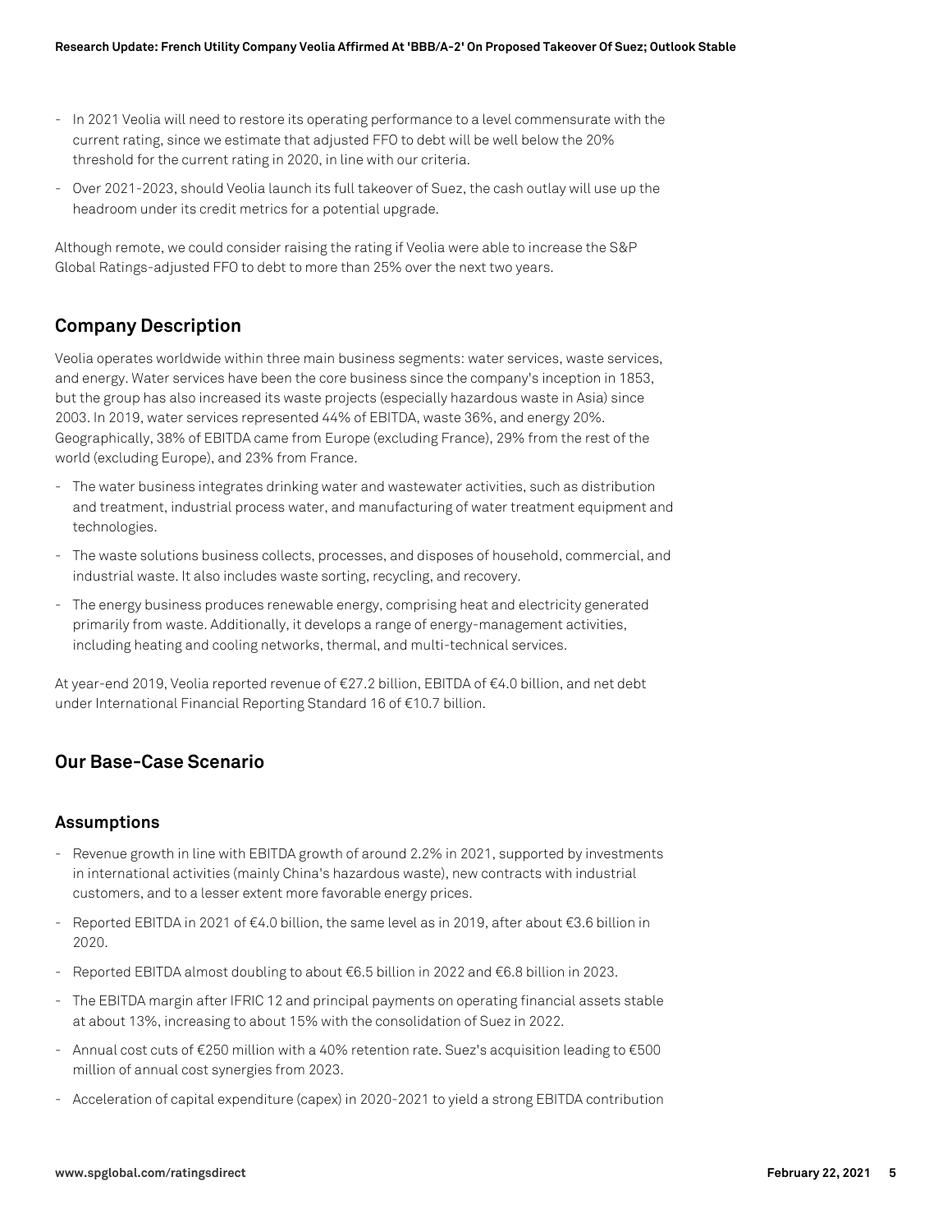- In 2021 Veolia will need to restore its operating performance to a level commensurate with the current rating, since we estimate that adjusted FFO to debt will be well below the 20% threshold for the current rating in 2020, in line with our criteria.
- Over 2021-2023, should Veolia launch its full takeover of Suez, the cash outlay will use up the headroom under its credit metrics for a potential upgrade.

Although remote, we could consider raising the rating if Veolia were able to increase the S&P Global Ratings-adjusted FFO to debt to more than 25% over the next two years.

## Company Description

Veolia operates worldwide within three main business segments: water services, waste services, and energy. Water services have been the core business since the company's inception in 1853, but the group has also increased its waste projects (especially hazardous waste in Asia) since 2003. In 2019, water services represented 44% of EBITDA, waste 36%, and energy 20%. Geographically, 38% of EBITDA came from Europe (excluding France), 29% from the rest of the world (excluding Europe), and 23% from France.

- The water business integrates drinking water and wastewater activities, such as distribution and treatment, industrial process water, and manufacturing of water treatment equipment and technologies.
- The waste solutions business collects, processes, and disposes of household, commercial, and industrial waste. It also includes waste sorting, recycling, and recovery.
- The energy business produces renewable energy, comprising heat and electricity generated primarily from waste. Additionally, it develops a range of energy-management activities, including heating and cooling networks, thermal, and multi-technical services.

At year-end 2019, Veolia reported revenue of €27.2 billion, EBITDA of €4.0 billion, and net debt under International Financial Reporting Standard 16 of €10.7 billion.

## Our Base-Case Scenario

### Assumptions

- Revenue growth in line with EBITDA growth of around 2.2% in 2021, supported by investments in international activities (mainly China's hazardous waste), new contracts with industrial customers, and to a lesser extent more favorable energy prices.
- Reported EBITDA in 2021 of €4.0 billion, the same level as in 2019, after about €3.6 billion in 2020.
- Reported EBITDA almost doubling to about €6.5 billion in 2022 and €6.8 billion in 2023.
- The EBITDA margin after IFRIC 12 and principal payments on operating financial assets stable at about 13%, increasing to about 15% with the consolidation of Suez in 2022.
- Annual cost cuts of €250 million with a 40% retention rate. Suez's acquisition leading to €500 million of annual cost synergies from 2023.
- Acceleration of capital expenditure (capex) in 2020-2021 to yield a strong EBITDA contribution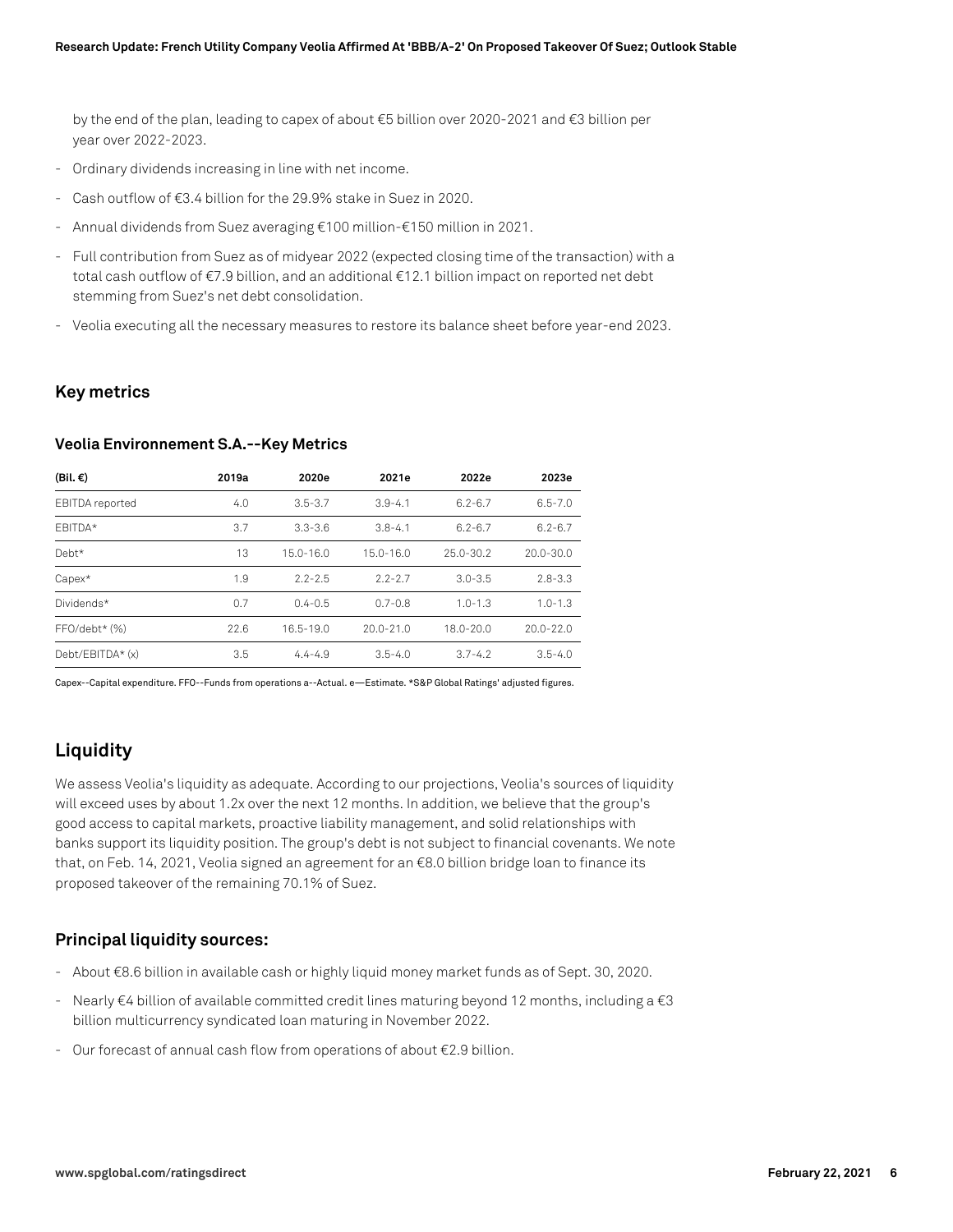by the end of the plan, leading to capex of about €5 billion over 2020-2021 and €3 billion per year over 2022-2023.

- Ordinary dividends increasing in line with net income.
- Cash outflow of €3.4 billion for the 29.9% stake in Suez in 2020.
- Annual dividends from Suez averaging €100 million-€150 million in 2021.
- Full contribution from Suez as of midyear 2022 (expected closing time of the transaction) with a total cash outflow of €7.9 billion, and an additional €12.1 billion impact on reported net debt stemming from Suez's net debt consolidation.
- Veolia executing all the necessary measures to restore its balance sheet before year-end 2023.

## Key metrics

### Veolia Environnement S.A.--Key Metrics

| (Bil. €) | 2019a | 2020e | 2021e | 2022e | 2023e |
|---|---|---|---|---|---|
| EBITDA reported | 4.0 | 3.5-3.7 | 3.9-4.1 | 6.2-6.7 | 6.5-7.0 |
| EBITDA* | 3.7 | 3.3-3.6 | 3.8-4.1 | 6.2-6.7 | 6.2-6.7 |
| Debt* | 13 | 15.0-16.0 | 15.0-16.0 | 25.0-30.2 | 20.0-30.0 |
| Capex* | 1.9 | 2.2-2.5 | 2.2-2.7 | 3.0-3.5 | 2.8-3.3 |
| Dividends* | 0.7 | 0.4-0.5 | 0.7-0.8 | 1.0-1.3 | 1.0-1.3 |
| FFO/debt* (%) | 22.6 | 16.5-19.0 | 20.0-21.0 | 18.0-20.0 | 20.0-22.0 |
| Debt/EBITDA* (x) | 3.5 | 4.4-4.9 | 3.5-4.0 | 3.7-4.2 | 3.5-4.0 |

Capex--Capital expenditure. FFO--Funds from operations a--Actual. e—Estimate. *S&P Global Ratings' adjusted figures.

## Liquidity

We assess Veolia's liquidity as adequate. According to our projections, Veolia's sources of liquidity will exceed uses by about 1.2x over the next 12 months. In addition, we believe that the group's good access to capital markets, proactive liability management, and solid relationships with banks support its liquidity position. The group's debt is not subject to financial covenants. We note that, on Feb. 14, 2021, Veolia signed an agreement for an €8.0 billion bridge loan to finance its proposed takeover of the remaining 70.1% of Suez.

### Principal liquidity sources:

- About €8.6 billion in available cash or highly liquid money market funds as of Sept. 30, 2020.
- Nearly €4 billion of available committed credit lines maturing beyond 12 months, including a €3 billion multicurrency syndicated loan maturing in November 2022.
- Our forecast of annual cash flow from operations of about €2.9 billion.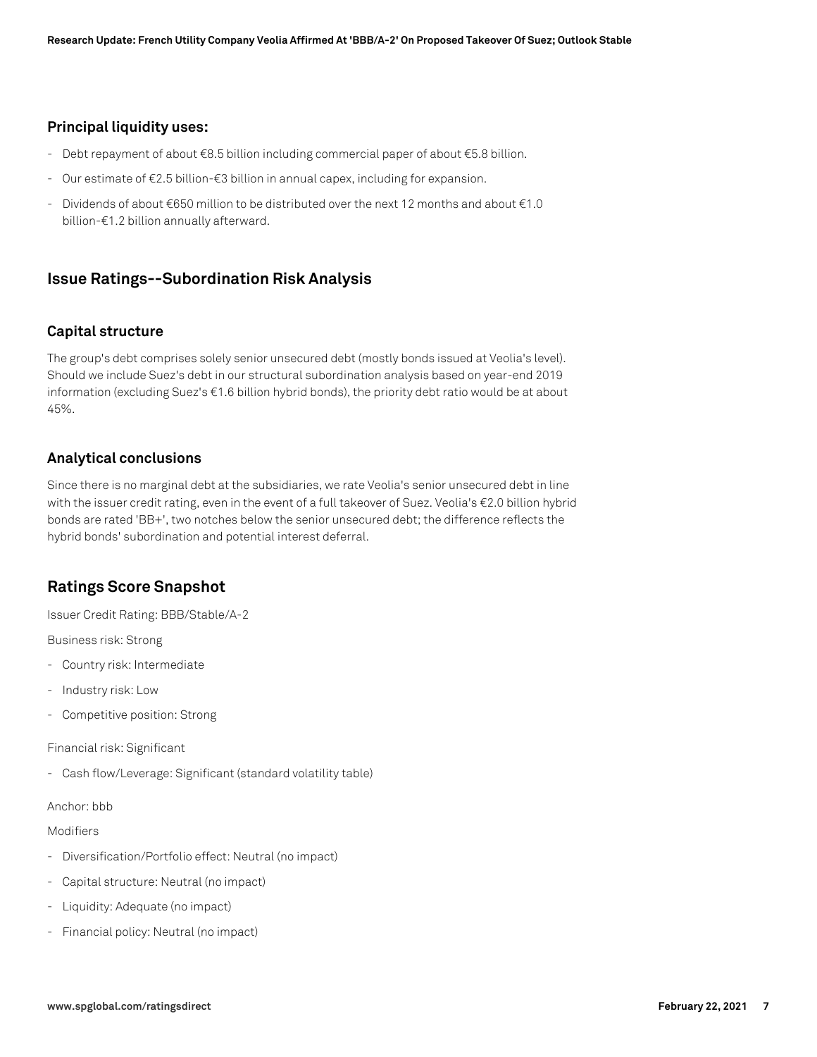### Principal liquidity uses:

- Debt repayment of about €8.5 billion including commercial paper of about €5.8 billion.
- Our estimate of €2.5 billion-€3 billion in annual capex, including for expansion.
- Dividends of about €650 million to be distributed over the next 12 months and about €1.0 billion-€1.2 billion annually afterward.

## Issue Ratings--Subordination Risk Analysis

### Capital structure

The group's debt comprises solely senior unsecured debt (mostly bonds issued at Veolia's level). Should we include Suez's debt in our structural subordination analysis based on year-end 2019 information (excluding Suez's €1.6 billion hybrid bonds), the priority debt ratio would be at about 45%.

### Analytical conclusions

Since there is no marginal debt at the subsidiaries, we rate Veolia's senior unsecured debt in line with the issuer credit rating, even in the event of a full takeover of Suez. Veolia's €2.0 billion hybrid bonds are rated 'BB+', two notches below the senior unsecured debt; the difference reflects the hybrid bonds' subordination and potential interest deferral.

## Ratings Score Snapshot

Issuer Credit Rating: BBB/Stable/A-2

Business risk: Strong

- Country risk: Intermediate
- Industry risk: Low
- Competitive position: Strong

Financial risk: Significant

- Cash flow/Leverage: Significant (standard volatility table)

Anchor: bbb

Modifiers

- Diversification/Portfolio effect: Neutral (no impact)
- Capital structure: Neutral (no impact)
- Liquidity: Adequate (no impact)
- Financial policy: Neutral (no impact)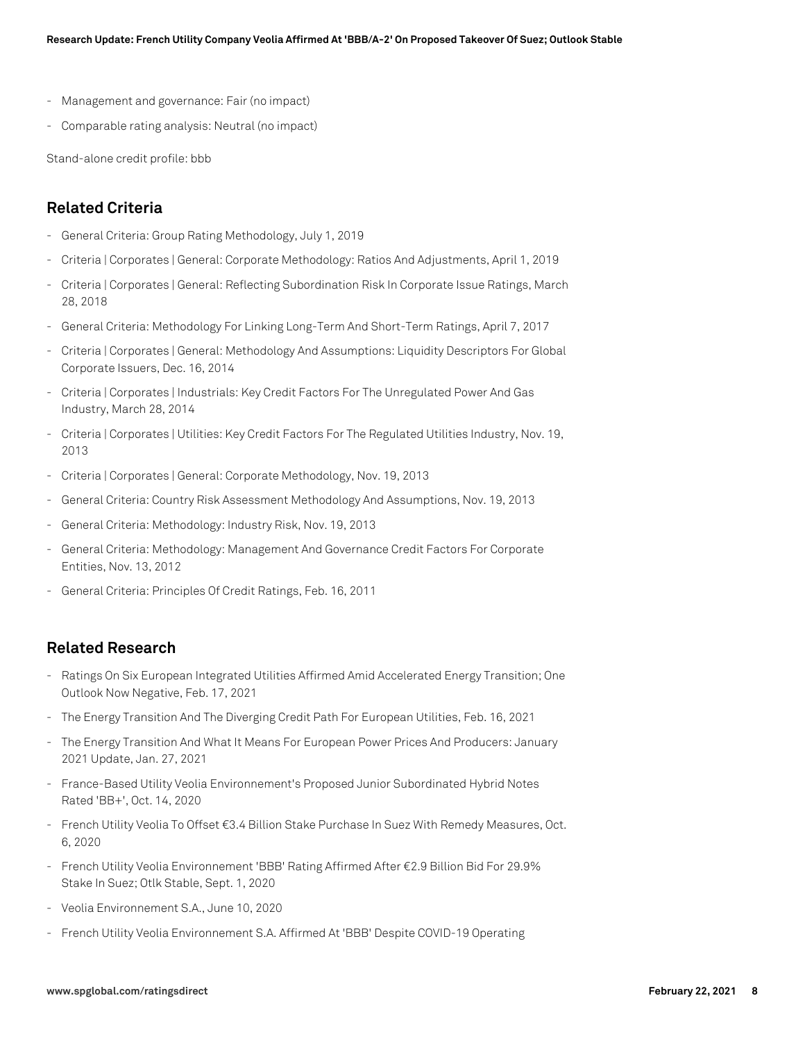- Management and governance: Fair (no impact)
- Comparable rating analysis: Neutral (no impact)

Stand-alone credit profile: bbb

## Related Criteria

- General Criteria: Group Rating Methodology, July 1, 2019
- Criteria | Corporates | General: Corporate Methodology: Ratios And Adjustments, April 1, 2019
- Criteria | Corporates | General: Reflecting Subordination Risk In Corporate Issue Ratings, March 28, 2018
- General Criteria: Methodology For Linking Long-Term And Short-Term Ratings, April 7, 2017
- Criteria | Corporates | General: Methodology And Assumptions: Liquidity Descriptors For Global Corporate Issuers, Dec. 16, 2014
- Criteria | Corporates | Industrials: Key Credit Factors For The Unregulated Power And Gas Industry, March 28, 2014
- Criteria | Corporates | Utilities: Key Credit Factors For The Regulated Utilities Industry, Nov. 19, 2013
- Criteria | Corporates | General: Corporate Methodology, Nov. 19, 2013
- General Criteria: Country Risk Assessment Methodology And Assumptions, Nov. 19, 2013
- General Criteria: Methodology: Industry Risk, Nov. 19, 2013
- General Criteria: Methodology: Management And Governance Credit Factors For Corporate Entities, Nov. 13, 2012
- General Criteria: Principles Of Credit Ratings, Feb. 16, 2011

## Related Research

- Ratings On Six European Integrated Utilities Affirmed Amid Accelerated Energy Transition; One Outlook Now Negative, Feb. 17, 2021
- The Energy Transition And The Diverging Credit Path For European Utilities, Feb. 16, 2021
- The Energy Transition And What It Means For European Power Prices And Producers: January 2021 Update, Jan. 27, 2021
- France-Based Utility Veolia Environnement's Proposed Junior Subordinated Hybrid Notes Rated 'BB+', Oct. 14, 2020
- French Utility Veolia To Offset €3.4 Billion Stake Purchase In Suez With Remedy Measures, Oct. 6, 2020
- French Utility Veolia Environnement 'BBB' Rating Affirmed After €2.9 Billion Bid For 29.9% Stake In Suez; Otlk Stable, Sept. 1, 2020
- Veolia Environnement S.A., June 10, 2020
- French Utility Veolia Environnement S.A. Affirmed At 'BBB' Despite COVID-19 Operating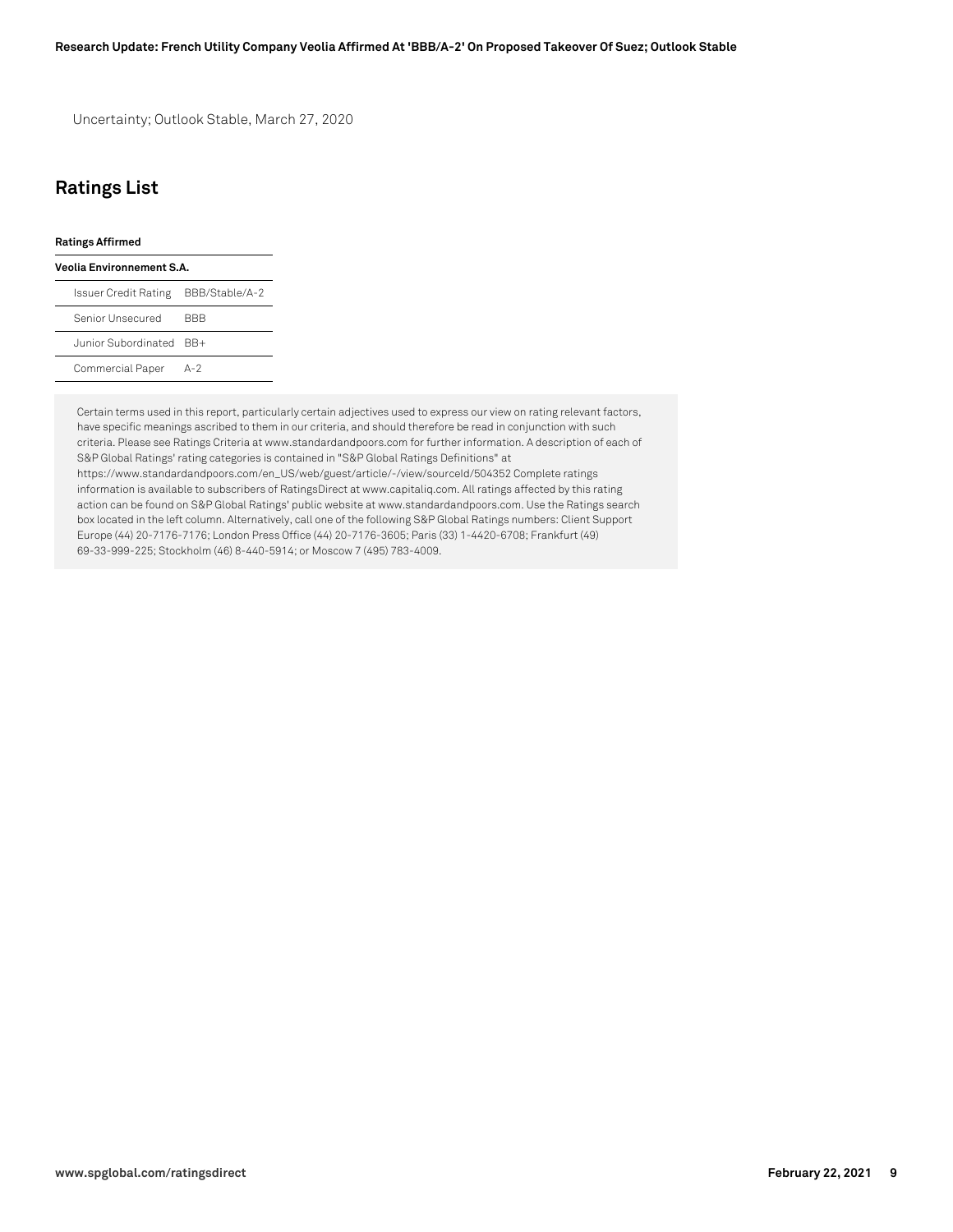Uncertainty; Outlook Stable, March 27, 2020

## Ratings List

**Ratings Affirmed**

| Veolia Environnement S.A. | |
|---|---|
| Issuer Credit Rating | BBB/Stable/A-2 |
| Senior Unsecured | BBB |
| Junior Subordinated | BB+ |
| Commercial Paper | A-2 |

Certain terms used in this report, particularly certain adjectives used to express our view on rating relevant factors, have specific meanings ascribed to them in our criteria, and should therefore be read in conjunction with such criteria. Please see Ratings Criteria at www.standardandpoors.com for further information. A description of each of S&P Global Ratings' rating categories is contained in "S&P Global Ratings Definitions" at https://www.standardandpoors.com/en_US/web/guest/article/-/view/sourceId/504352 Complete ratings information is available to subscribers of RatingsDirect at www.capitaliq.com. All ratings affected by this rating action can be found on S&P Global Ratings' public website at www.standardandpoors.com. Use the Ratings search box located in the left column. Alternatively, call one of the following S&P Global Ratings numbers: Client Support Europe (44) 20-7176-7176; London Press Office (44) 20-7176-3605; Paris (33) 1-4420-6708; Frankfurt (49) 69-33-999-225; Stockholm (46) 8-440-5914; or Moscow 7 (495) 783-4009.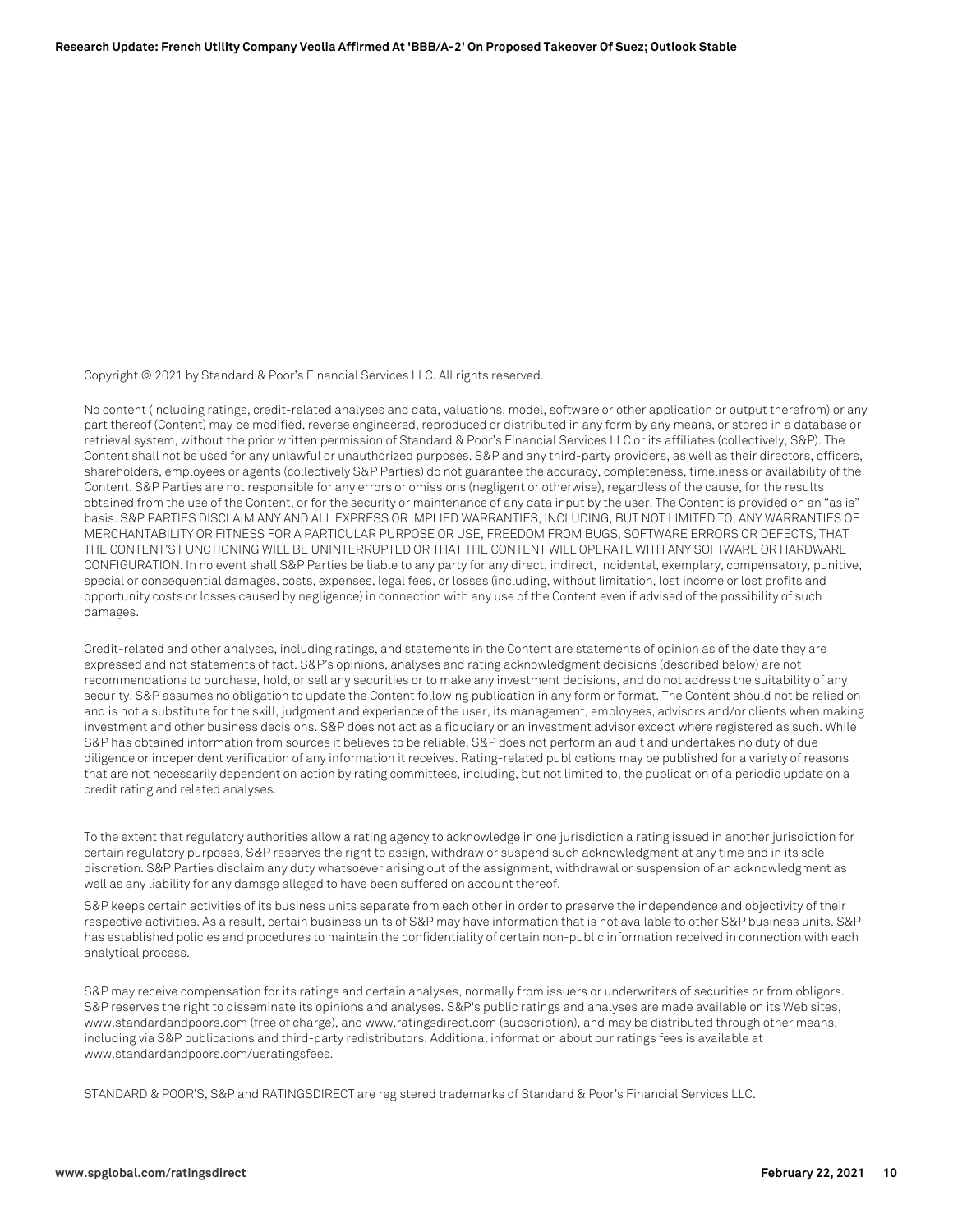Copyright © 2021 by Standard & Poor's Financial Services LLC. All rights reserved.

No content (including ratings, credit-related analyses and data, valuations, model, software or other application or output therefrom) or any part thereof (Content) may be modified, reverse engineered, reproduced or distributed in any form by any means, or stored in a database or retrieval system, without the prior written permission of Standard & Poor's Financial Services LLC or its affiliates (collectively, S&P). The Content shall not be used for any unlawful or unauthorized purposes. S&P and any third-party providers, as well as their directors, officers, shareholders, employees or agents (collectively S&P Parties) do not guarantee the accuracy, completeness, timeliness or availability of the Content. S&P Parties are not responsible for any errors or omissions (negligent or otherwise), regardless of the cause, for the results obtained from the use of the Content, or for the security or maintenance of any data input by the user. The Content is provided on an "as is" basis. S&P PARTIES DISCLAIM ANY AND ALL EXPRESS OR IMPLIED WARRANTIES, INCLUDING, BUT NOT LIMITED TO, ANY WARRANTIES OF MERCHANTABILITY OR FITNESS FOR A PARTICULAR PURPOSE OR USE, FREEDOM FROM BUGS, SOFTWARE ERRORS OR DEFECTS, THAT THE CONTENT'S FUNCTIONING WILL BE UNINTERRUPTED OR THAT THE CONTENT WILL OPERATE WITH ANY SOFTWARE OR HARDWARE CONFIGURATION. In no event shall S&P Parties be liable to any party for any direct, indirect, incidental, exemplary, compensatory, punitive, special or consequential damages, costs, expenses, legal fees, or losses (including, without limitation, lost income or lost profits and opportunity costs or losses caused by negligence) in connection with any use of the Content even if advised of the possibility of such damages.

Credit-related and other analyses, including ratings, and statements in the Content are statements of opinion as of the date they are expressed and not statements of fact. S&P's opinions, analyses and rating acknowledgment decisions (described below) are not recommendations to purchase, hold, or sell any securities or to make any investment decisions, and do not address the suitability of any security. S&P assumes no obligation to update the Content following publication in any form or format. The Content should not be relied on and is not a substitute for the skill, judgment and experience of the user, its management, employees, advisors and/or clients when making investment and other business decisions. S&P does not act as a fiduciary or an investment advisor except where registered as such. While S&P has obtained information from sources it believes to be reliable, S&P does not perform an audit and undertakes no duty of due diligence or independent verification of any information it receives. Rating-related publications may be published for a variety of reasons that are not necessarily dependent on action by rating committees, including, but not limited to, the publication of a periodic update on a credit rating and related analyses.

To the extent that regulatory authorities allow a rating agency to acknowledge in one jurisdiction a rating issued in another jurisdiction for certain regulatory purposes, S&P reserves the right to assign, withdraw or suspend such acknowledgment at any time and in its sole discretion. S&P Parties disclaim any duty whatsoever arising out of the assignment, withdrawal or suspension of an acknowledgment as well as any liability for any damage alleged to have been suffered on account thereof.

S&P keeps certain activities of its business units separate from each other in order to preserve the independence and objectivity of their respective activities. As a result, certain business units of S&P may have information that is not available to other S&P business units. S&P has established policies and procedures to maintain the confidentiality of certain non-public information received in connection with each analytical process.

S&P may receive compensation for its ratings and certain analyses, normally from issuers or underwriters of securities or from obligors. S&P reserves the right to disseminate its opinions and analyses. S&P's public ratings and analyses are made available on its Web sites, www.standardandpoors.com (free of charge), and www.ratingsdirect.com (subscription), and may be distributed through other means, including via S&P publications and third-party redistributors. Additional information about our ratings fees is available at www.standardandpoors.com/usratingsfees.

STANDARD & POOR'S, S&P and RATINGSDIRECT are registered trademarks of Standard & Poor's Financial Services LLC.